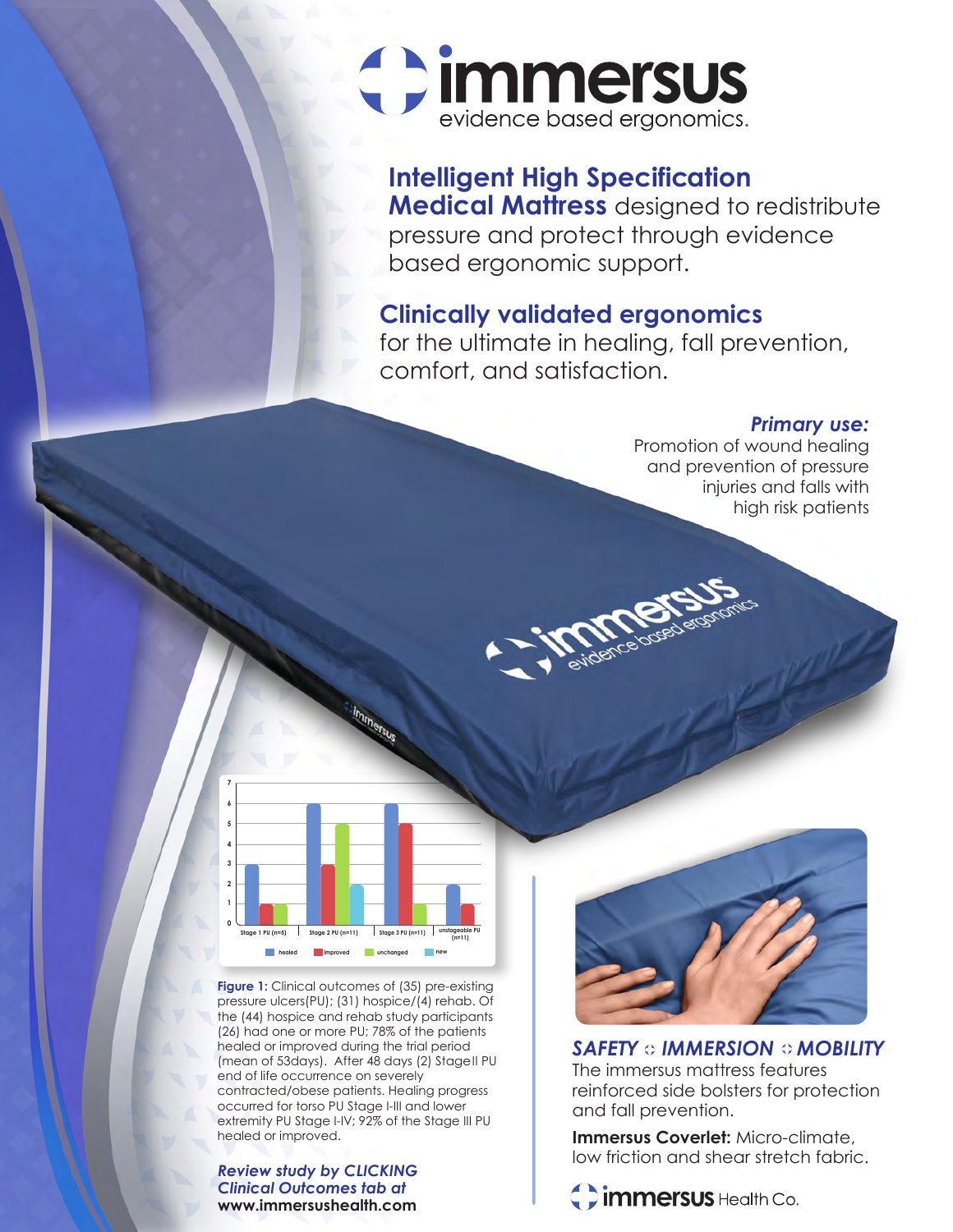# immersus

evidence based ergonomics.

**Intelligent High Specification Medical Mattress** designed to redistribute pressure and protect through evidence based ergonomic support.

**Clinically validated ergonomics** for the ultimate in healing, fall prevention, comfort, and satisfaction.

***Primary use:***
Promotion of wound healing and prevention of pressure injuries and falls with high risk patients

| | healed | improved | unchanged | new |
|---|---|---|---|---|
| Stage 1 PU (n=5) | 3 | 1 | 1 | |
| Stage 2 PU (n=11) | 6 | 3 | 5 | 2 |
| Stage 3 PU (n=11) | 6 | 5 | 1 | |
| unstageable PU (n=11) | 2 | 1 | | |

**Figure 1:** Clinical outcomes of (35) pre-existing pressure ulcers(PU); (31) hospice/(4) rehab. Of the (44) hospice and rehab study participants (26) had one or more PU; 78% of the patients healed or improved during the trial period (mean of 53days). After 48 days (2) StageII PU end of life occurrence on severely contracted/obese patients. Healing progress occurred for torso PU Stage I-III and lower extremity PU Stage I-IV; 92% of the Stage III PU healed or improved.

***Review study by CLICKING Clinical Outcomes tab at***
**www.immersushealth.com**

***SAFETY ◦ IMMERSION ◦ MOBILITY***

The immersus mattress features reinforced side bolsters for protection and fall prevention.

**Immersus Coverlet:** Micro-climate, low friction and shear stretch fabric.

**immersus** Health Co.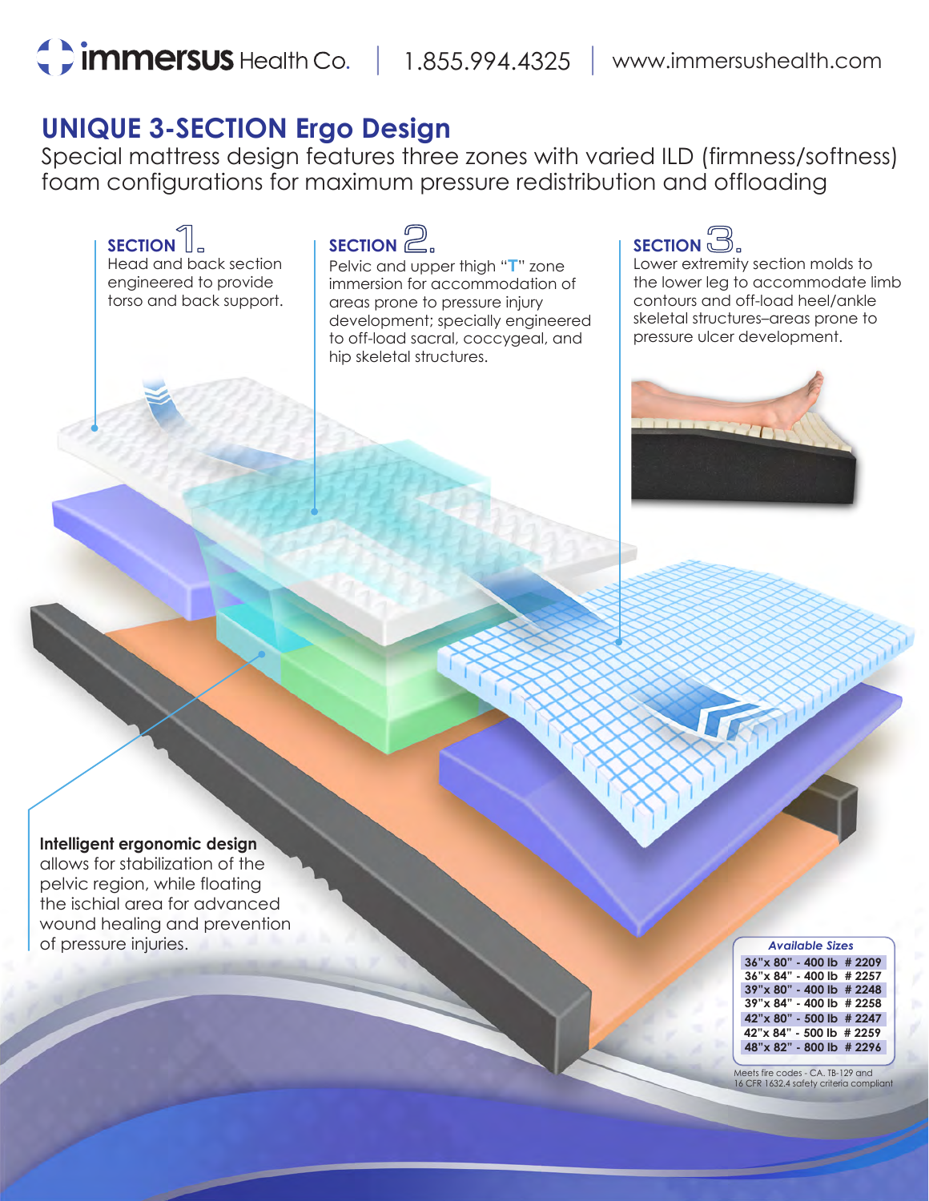immersus Health Co. | 1.855.994.4325 | www.immersushealth.com

# UNIQUE 3-SECTION Ergo Design

Special mattress design features three zones with varied ILD (firmness/softness) foam configurations for maximum pressure redistribution and offloading

### SECTION 1.

Head and back section engineered to provide torso and back support.

### SECTION 2.

Pelvic and upper thigh "T" zone immersion for accommodation of areas prone to pressure injury development; specially engineered to off-load sacral, coccygeal, and hip skeletal structures.

### SECTION 3.

Lower extremity section molds to the lower leg to accommodate limb contours and off-load heel/ankle skeletal structures–areas prone to pressure ulcer development.

**Intelligent ergonomic design** allows for stabilization of the pelvic region, while floating the ischial area for advanced wound healing and prevention of pressure injuries.

*Available Sizes*

| | | |
|---|---|---|
| 36"x 80" | 400 lb | # 2209 |
| 36"x 84" | 400 lb | # 2257 |
| 39"x 80" | 400 lb | # 2248 |
| 39"x 84" | 400 lb | # 2258 |
| 42"x 80" | 500 lb | # 2247 |
| 42"x 84" | 500 lb | # 2259 |
| 48"x 82" | 800 lb | # 2296 |

Meets fire codes - CA. TB-129 and 16 CFR 1632.4 safety criteria compliant